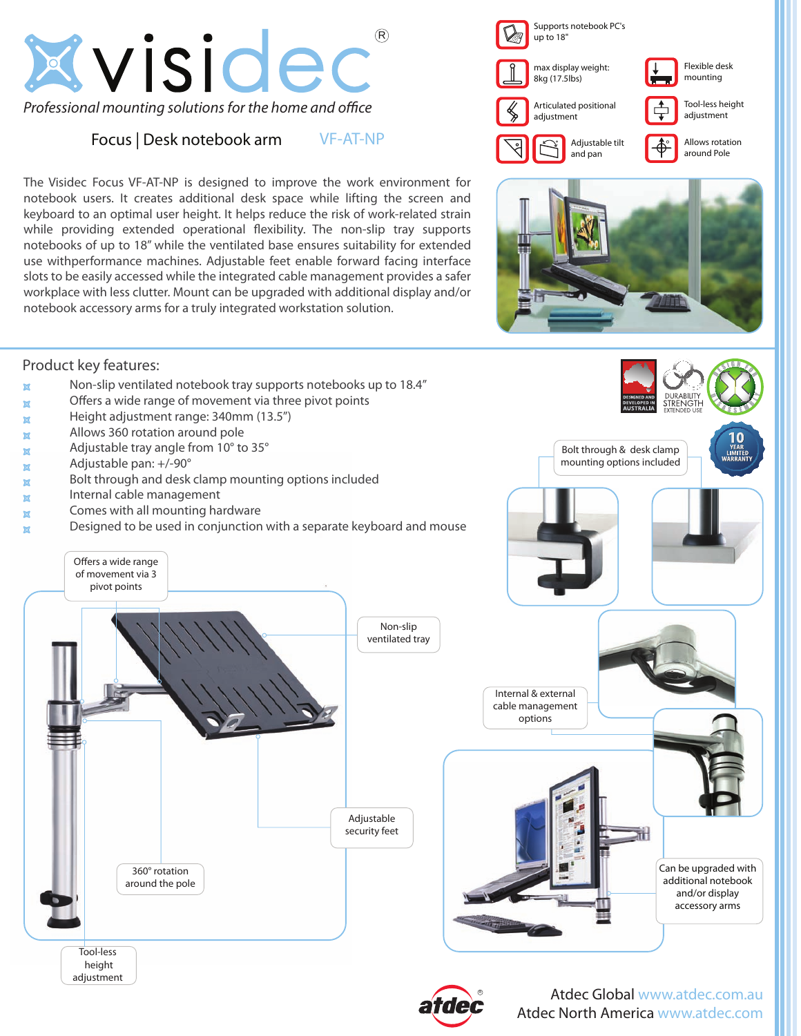# visidec®

*Professional mounting solutions for the home and office*

## Focus | Desk notebook arm VF-AT-NP

- Supports notebook PC's up to 18"
- max display weight: 8kg (17.5lbs)
- Flexible desk mounting
- Articulated positional adjustment
- Tool-less height adjustment
- Adjustable tilt and pan
- Allows rotation around Pole

The Visidec Focus VF-AT-NP is designed to improve the work environment for notebook users. It creates additional desk space while lifting the screen and keyboard to an optimal user height. It helps reduce the risk of work-related strain while providing extended operational flexibility. The non-slip tray supports notebooks of up to 18" while the ventilated base ensures suitability for extended use withperformance machines. Adjustable feet enable forward facing interface slots to be easily accessed while the integrated cable management provides a safer workplace with less clutter. Mount can be upgraded with additional display and/or notebook accessory arms for a truly integrated workstation solution.

## Product key features:

- Non-slip ventilated notebook tray supports notebooks up to 18.4"
- Offers a wide range of movement via three pivot points
- Height adjustment range: 340mm (13.5")
- Allows 360 rotation around pole
- Adjustable tray angle from 10° to 35°
- Adjustable pan: +/-90°
- Bolt through and desk clamp mounting options included
- Internal cable management
- Comes with all mounting hardware
- Designed to be used in conjunction with a separate keyboard and mouse

Designed and developed in Australia | Durability strength extended use | 10 year limited warranty

Offers a wide range of movement via 3 pivot points

Non-slip ventilated tray

Adjustable security feet

360° rotation around the pole

Tool-less height adjustment

Bolt through & desk clamp mounting options included

Internal & external cable management options

Can be upgraded with additional notebook and/or display accessory arms

atdec

Atdec Global www.atdec.com.au
Atdec North America www.atdec.com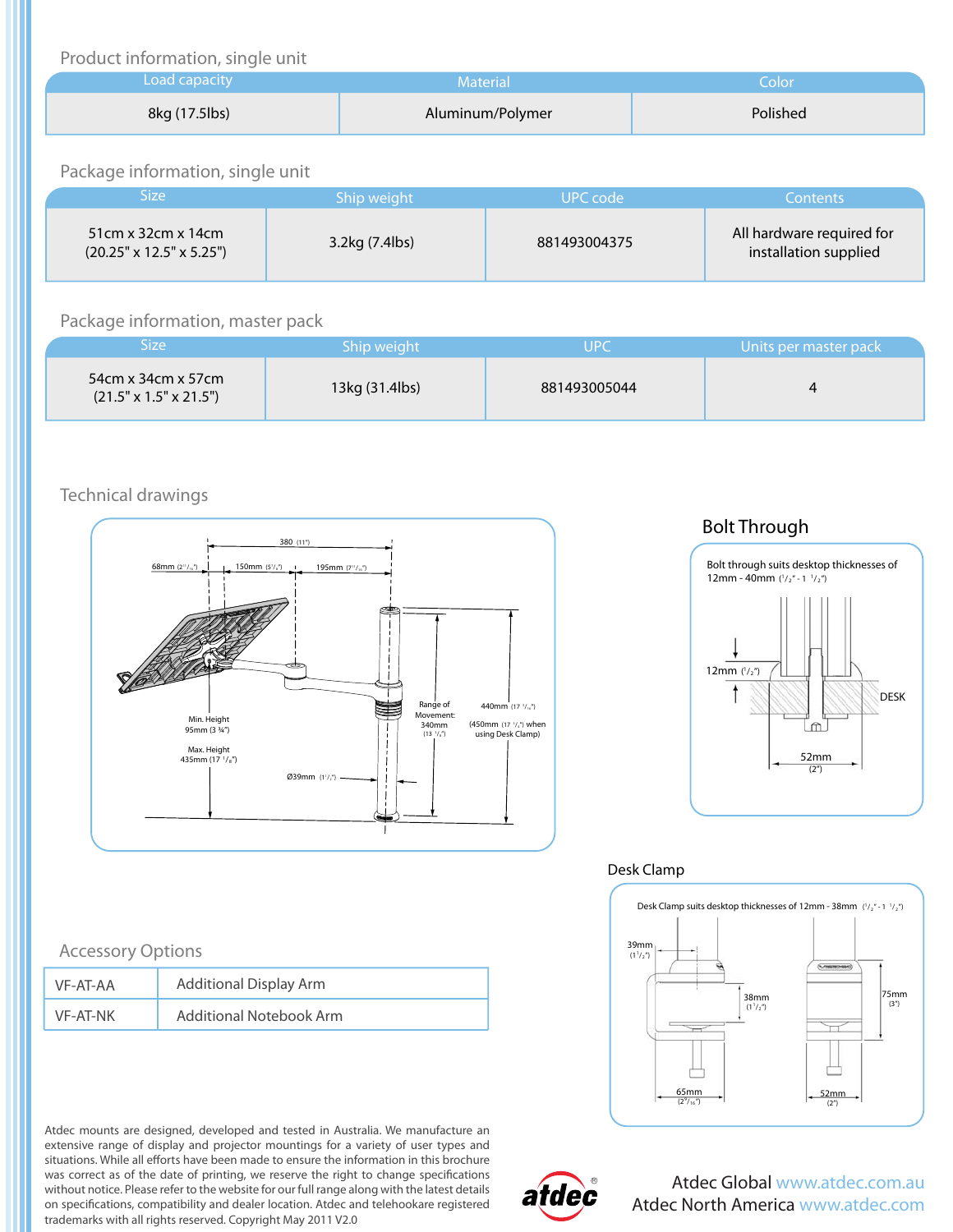## Product information, single unit

| Load capacity | Material | Color |
|---|---|---|
| 8kg (17.5lbs) | Aluminum/Polymer | Polished |

## Package information, single unit

| Size | Ship weight | UPC code | Contents |
|---|---|---|---|
| 51cm x 32cm x 14cm (20.25" x 12.5" x 5.25") | 3.2kg (7.4lbs) | 881493004375 | All hardware required for installation supplied |

## Package information, master pack

| Size | Ship weight | UPC | Units per master pack |
|---|---|---|---|
| 54cm x 34cm x 57cm (21.5" x 1.5" x 21.5") | 13kg (31.4lbs) | 881493005044 | 4 |

## Technical drawings

380 (11")
68mm (2 11/16")
150mm (5 7/8")
195mm (7 11/16")
Min. Height 95mm (3 ¾")
Max. Height 435mm (17 1/8")
Ø39mm (1 1/2")
Range of Movement: 340mm (13 3/8")
440mm (17 5/16")
(450mm (17 3/4") when using Desk Clamp)

### Bolt Through

Bolt through suits desktop thicknesses of 12mm - 40mm (1/2" - 1 1/2")

12mm (1/2")
DESK
52mm (2")

### Desk Clamp

Desk Clamp suits desktop thicknesses of 12mm - 38mm (1/2" - 1 1/2")

39mm (1 1/2")
38mm (1 1/2")
75mm (3")
65mm (2 9/16")
52mm (2")

## Accessory Options

| | |
|---|---|
| VF-AT-AA | Additional Display Arm |
| VF-AT-NK | Additional Notebook Arm |

Atdec mounts are designed, developed and tested in Australia. We manufacture an extensive range of display and projector mountings for a variety of user types and situations. While all efforts have been made to ensure the information in this brochure was correct as of the date of printing, we reserve the right to change specifications without notice. Please refer to the website for our full range along with the latest details on specifications, compatibility and dealer location. Atdec and telehookare registered trademarks with all rights reserved. Copyright May 2011 V2.0

atdec®

Atdec Global www.atdec.com.au
Atdec North America www.atdec.com